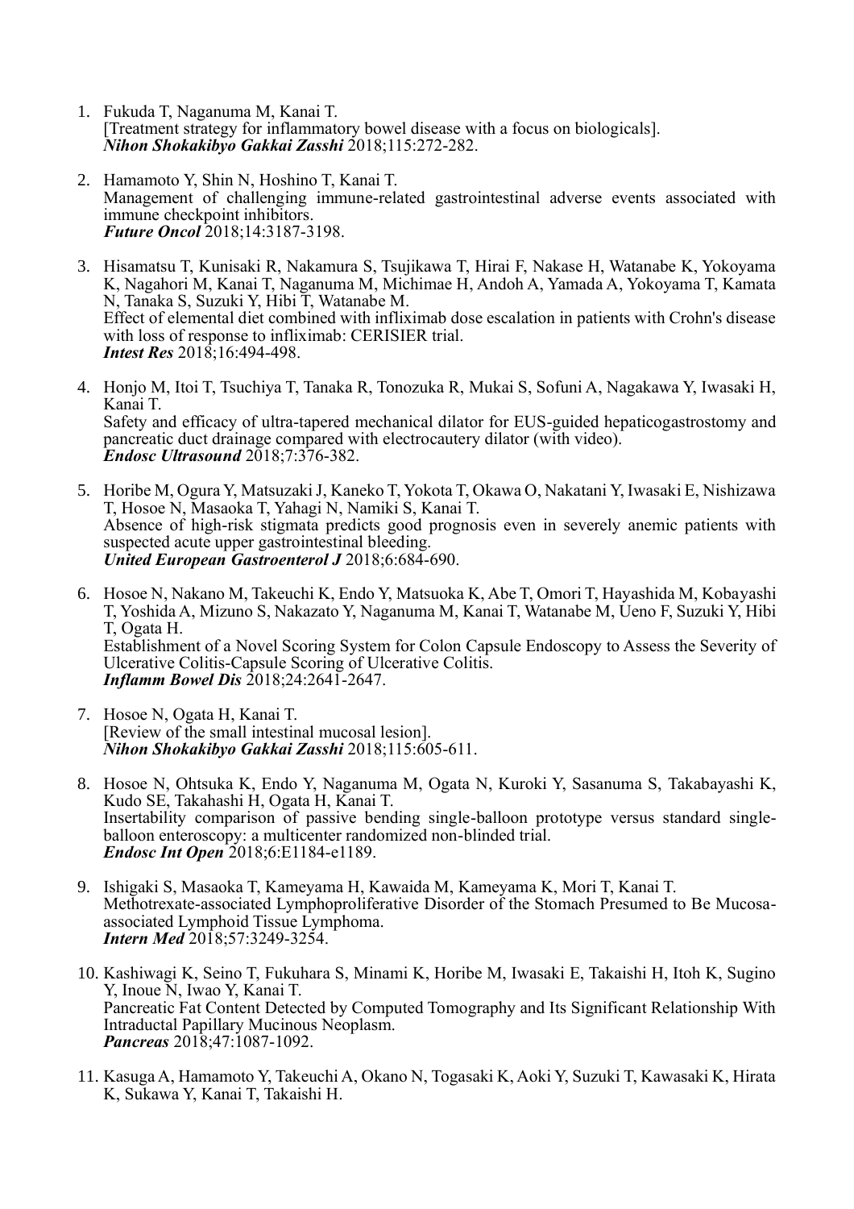1. Fukuda T, Naganuma M, Kanai T.
   [Treatment strategy for inflammatory bowel disease with a focus on biologicals].
   ***Nihon Shokakibyo Gakkai Zasshi*** 2018;115:272-282.

2. Hamamoto Y, Shin N, Hoshino T, Kanai T.
   Management of challenging immune-related gastrointestinal adverse events associated with immune checkpoint inhibitors.
   ***Future Oncol*** 2018;14:3187-3198.

3. Hisamatsu T, Kunisaki R, Nakamura S, Tsujikawa T, Hirai F, Nakase H, Watanabe K, Yokoyama K, Nagahori M, Kanai T, Naganuma M, Michimae H, Andoh A, Yamada A, Yokoyama T, Kamata N, Tanaka S, Suzuki Y, Hibi T, Watanabe M.
   Effect of elemental diet combined with infliximab dose escalation in patients with Crohn's disease with loss of response to infliximab: CERISIER trial.
   ***Intest Res*** 2018;16:494-498.

4. Honjo M, Itoi T, Tsuchiya T, Tanaka R, Tonozuka R, Mukai S, Sofuni A, Nagakawa Y, Iwasaki H, Kanai T.
   Safety and efficacy of ultra-tapered mechanical dilator for EUS-guided hepaticogastrostomy and pancreatic duct drainage compared with electrocautery dilator (with video).
   ***Endosc Ultrasound*** 2018;7:376-382.

5. Horibe M, Ogura Y, Matsuzaki J, Kaneko T, Yokota T, Okawa O, Nakatani Y, Iwasaki E, Nishizawa T, Hosoe N, Masaoka T, Yahagi N, Namiki S, Kanai T.
   Absence of high-risk stigmata predicts good prognosis even in severely anemic patients with suspected acute upper gastrointestinal bleeding.
   ***United European Gastroenterol J*** 2018;6:684-690.

6. Hosoe N, Nakano M, Takeuchi K, Endo Y, Matsuoka K, Abe T, Omori T, Hayashida M, Kobayashi T, Yoshida A, Mizuno S, Nakazato Y, Naganuma M, Kanai T, Watanabe M, Ueno F, Suzuki Y, Hibi T, Ogata H.
   Establishment of a Novel Scoring System for Colon Capsule Endoscopy to Assess the Severity of Ulcerative Colitis-Capsule Scoring of Ulcerative Colitis.
   ***Inflamm Bowel Dis*** 2018;24:2641-2647.

7. Hosoe N, Ogata H, Kanai T.
   [Review of the small intestinal mucosal lesion].
   ***Nihon Shokakibyo Gakkai Zasshi*** 2018;115:605-611.

8. Hosoe N, Ohtsuka K, Endo Y, Naganuma M, Ogata N, Kuroki Y, Sasanuma S, Takabayashi K, Kudo SE, Takahashi H, Ogata H, Kanai T.
   Insertability comparison of passive bending single-balloon prototype versus standard single-balloon enteroscopy: a multicenter randomized non-blinded trial.
   ***Endosc Int Open*** 2018;6:E1184-e1189.

9. Ishigaki S, Masaoka T, Kameyama H, Kawaida M, Kameyama K, Mori T, Kanai T.
   Methotrexate-associated Lymphoproliferative Disorder of the Stomach Presumed to Be Mucosa-associated Lymphoid Tissue Lymphoma.
   ***Intern Med*** 2018;57:3249-3254.

10. Kashiwagi K, Seino T, Fukuhara S, Minami K, Horibe M, Iwasaki E, Takaishi H, Itoh K, Sugino Y, Inoue N, Iwao Y, Kanai T.
    Pancreatic Fat Content Detected by Computed Tomography and Its Significant Relationship With Intraductal Papillary Mucinous Neoplasm.
    ***Pancreas*** 2018;47:1087-1092.

11. Kasuga A, Hamamoto Y, Takeuchi A, Okano N, Togasaki K, Aoki Y, Suzuki T, Kawasaki K, Hirata K, Sukawa Y, Kanai T, Takaishi H.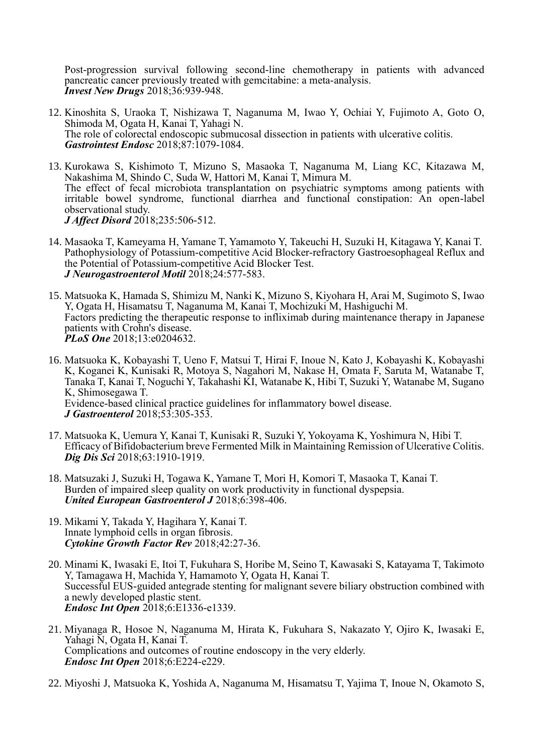Post-progression survival following second-line chemotherapy in patients with advanced pancreatic cancer previously treated with gemcitabine: a meta-analysis.
***Invest New Drugs*** 2018;36:939-948.

12. Kinoshita S, Uraoka T, Nishizawa T, Naganuma M, Iwao Y, Ochiai Y, Fujimoto A, Goto O, Shimoda M, Ogata H, Kanai T, Yahagi N.
    The role of colorectal endoscopic submucosal dissection in patients with ulcerative colitis.
    ***Gastrointest Endosc*** 2018;87:1079-1084.

13. Kurokawa S, Kishimoto T, Mizuno S, Masaoka T, Naganuma M, Liang KC, Kitazawa M, Nakashima M, Shindo C, Suda W, Hattori M, Kanai T, Mimura M.
    The effect of fecal microbiota transplantation on psychiatric symptoms among patients with irritable bowel syndrome, functional diarrhea and functional constipation: An open-label observational study.
    ***J Affect Disord*** 2018;235:506-512.

14. Masaoka T, Kameyama H, Yamane T, Yamamoto Y, Takeuchi H, Suzuki H, Kitagawa Y, Kanai T.
    Pathophysiology of Potassium-competitive Acid Blocker-refractory Gastroesophageal Reflux and the Potential of Potassium-competitive Acid Blocker Test.
    ***J Neurogastroenterol Motil*** 2018;24:577-583.

15. Matsuoka K, Hamada S, Shimizu M, Nanki K, Mizuno S, Kiyohara H, Arai M, Sugimoto S, Iwao Y, Ogata H, Hisamatsu T, Naganuma M, Kanai T, Mochizuki M, Hashiguchi M.
    Factors predicting the therapeutic response to infliximab during maintenance therapy in Japanese patients with Crohn's disease.
    ***PLoS One*** 2018;13:e0204632.

16. Matsuoka K, Kobayashi T, Ueno F, Matsui T, Hirai F, Inoue N, Kato J, Kobayashi K, Kobayashi K, Koganei K, Kunisaki R, Motoya S, Nagahori M, Nakase H, Omata F, Saruta M, Watanabe T, Tanaka T, Kanai T, Noguchi Y, Takahashi KI, Watanabe K, Hibi T, Suzuki Y, Watanabe M, Sugano K, Shimosegawa T.
    Evidence-based clinical practice guidelines for inflammatory bowel disease.
    ***J Gastroenterol*** 2018;53:305-353.

17. Matsuoka K, Uemura Y, Kanai T, Kunisaki R, Suzuki Y, Yokoyama K, Yoshimura N, Hibi T.
    Efficacy of Bifidobacterium breve Fermented Milk in Maintaining Remission of Ulcerative Colitis.
    ***Dig Dis Sci*** 2018;63:1910-1919.

18. Matsuzaki J, Suzuki H, Togawa K, Yamane T, Mori H, Komori T, Masaoka T, Kanai T.
    Burden of impaired sleep quality on work productivity in functional dyspepsia.
    ***United European Gastroenterol J*** 2018;6:398-406.

19. Mikami Y, Takada Y, Hagihara Y, Kanai T.
    Innate lymphoid cells in organ fibrosis.
    ***Cytokine Growth Factor Rev*** 2018;42:27-36.

20. Minami K, Iwasaki E, Itoi T, Fukuhara S, Horibe M, Seino T, Kawasaki S, Katayama T, Takimoto Y, Tamagawa H, Machida Y, Hamamoto Y, Ogata H, Kanai T.
    Successful EUS-guided antegrade stenting for malignant severe biliary obstruction combined with a newly developed plastic stent.
    ***Endosc Int Open*** 2018;6:E1336-e1339.

21. Miyanaga R, Hosoe N, Naganuma M, Hirata K, Fukuhara S, Nakazato Y, Ojiro K, Iwasaki E, Yahagi N, Ogata H, Kanai T.
    Complications and outcomes of routine endoscopy in the very elderly.
    ***Endosc Int Open*** 2018;6:E224-e229.

22. Miyoshi J, Matsuoka K, Yoshida A, Naganuma M, Hisamatsu T, Yajima T, Inoue N, Okamoto S,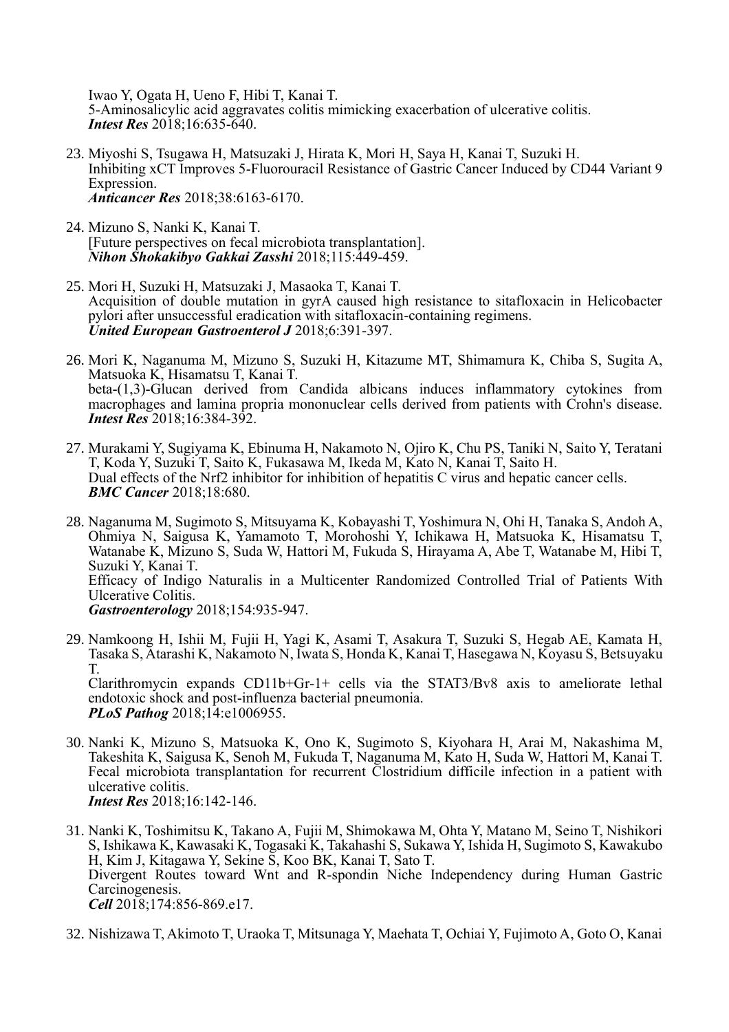Iwao Y, Ogata H, Ueno F, Hibi T, Kanai T.
5-Aminosalicylic acid aggravates colitis mimicking exacerbation of ulcerative colitis.
***Intest Res*** 2018;16:635-640.

23. Miyoshi S, Tsugawa H, Matsuzaki J, Hirata K, Mori H, Saya H, Kanai T, Suzuki H.
Inhibiting xCT Improves 5-Fluorouracil Resistance of Gastric Cancer Induced by CD44 Variant 9 Expression.
***Anticancer Res*** 2018;38:6163-6170.

24. Mizuno S, Nanki K, Kanai T.
[Future perspectives on fecal microbiota transplantation].
***Nihon Shokakibyo Gakkai Zasshi*** 2018;115:449-459.

25. Mori H, Suzuki H, Matsuzaki J, Masaoka T, Kanai T.
Acquisition of double mutation in gyrA caused high resistance to sitafloxacin in Helicobacter pylori after unsuccessful eradication with sitafloxacin-containing regimens.
***United European Gastroenterol J*** 2018;6:391-397.

26. Mori K, Naganuma M, Mizuno S, Suzuki H, Kitazume MT, Shimamura K, Chiba S, Sugita A, Matsuoka K, Hisamatsu T, Kanai T.
beta-(1,3)-Glucan derived from Candida albicans induces inflammatory cytokines from macrophages and lamina propria mononuclear cells derived from patients with Crohn's disease.
***Intest Res*** 2018;16:384-392.

27. Murakami Y, Sugiyama K, Ebinuma H, Nakamoto N, Ojiro K, Chu PS, Taniki N, Saito Y, Teratani T, Koda Y, Suzuki T, Saito K, Fukasawa M, Ikeda M, Kato N, Kanai T, Saito H.
Dual effects of the Nrf2 inhibitor for inhibition of hepatitis C virus and hepatic cancer cells.
***BMC Cancer*** 2018;18:680.

28. Naganuma M, Sugimoto S, Mitsuyama K, Kobayashi T, Yoshimura N, Ohi H, Tanaka S, Andoh A, Ohmiya N, Saigusa K, Yamamoto T, Morohoshi Y, Ichikawa H, Matsuoka K, Hisamatsu T, Watanabe K, Mizuno S, Suda W, Hattori M, Fukuda S, Hirayama A, Abe T, Watanabe M, Hibi T, Suzuki Y, Kanai T.
Efficacy of Indigo Naturalis in a Multicenter Randomized Controlled Trial of Patients With Ulcerative Colitis.
***Gastroenterology*** 2018;154:935-947.

29. Namkoong H, Ishii M, Fujii H, Yagi K, Asami T, Asakura T, Suzuki S, Hegab AE, Kamata H, Tasaka S, Atarashi K, Nakamoto N, Iwata S, Honda K, Kanai T, Hasegawa N, Koyasu S, Betsuyaku T.
Clarithromycin expands CD11b+Gr-1+ cells via the STAT3/Bv8 axis to ameliorate lethal endotoxic shock and post-influenza bacterial pneumonia.
***PLoS Pathog*** 2018;14:e1006955.

30. Nanki K, Mizuno S, Matsuoka K, Ono K, Sugimoto S, Kiyohara H, Arai M, Nakashima M, Takeshita K, Saigusa K, Senoh M, Fukuda T, Naganuma M, Kato H, Suda W, Hattori M, Kanai T.
Fecal microbiota transplantation for recurrent Clostridium difficile infection in a patient with ulcerative colitis.
***Intest Res*** 2018;16:142-146.

31. Nanki K, Toshimitsu K, Takano A, Fujii M, Shimokawa M, Ohta Y, Matano M, Seino T, Nishikori S, Ishikawa K, Kawasaki K, Togasaki K, Takahashi S, Sukawa Y, Ishida H, Sugimoto S, Kawakubo H, Kim J, Kitagawa Y, Sekine S, Koo BK, Kanai T, Sato T.
Divergent Routes toward Wnt and R-spondin Niche Independency during Human Gastric Carcinogenesis.
***Cell*** 2018;174:856-869.e17.

32. Nishizawa T, Akimoto T, Uraoka T, Mitsunaga Y, Maehata T, Ochiai Y, Fujimoto A, Goto O, Kanai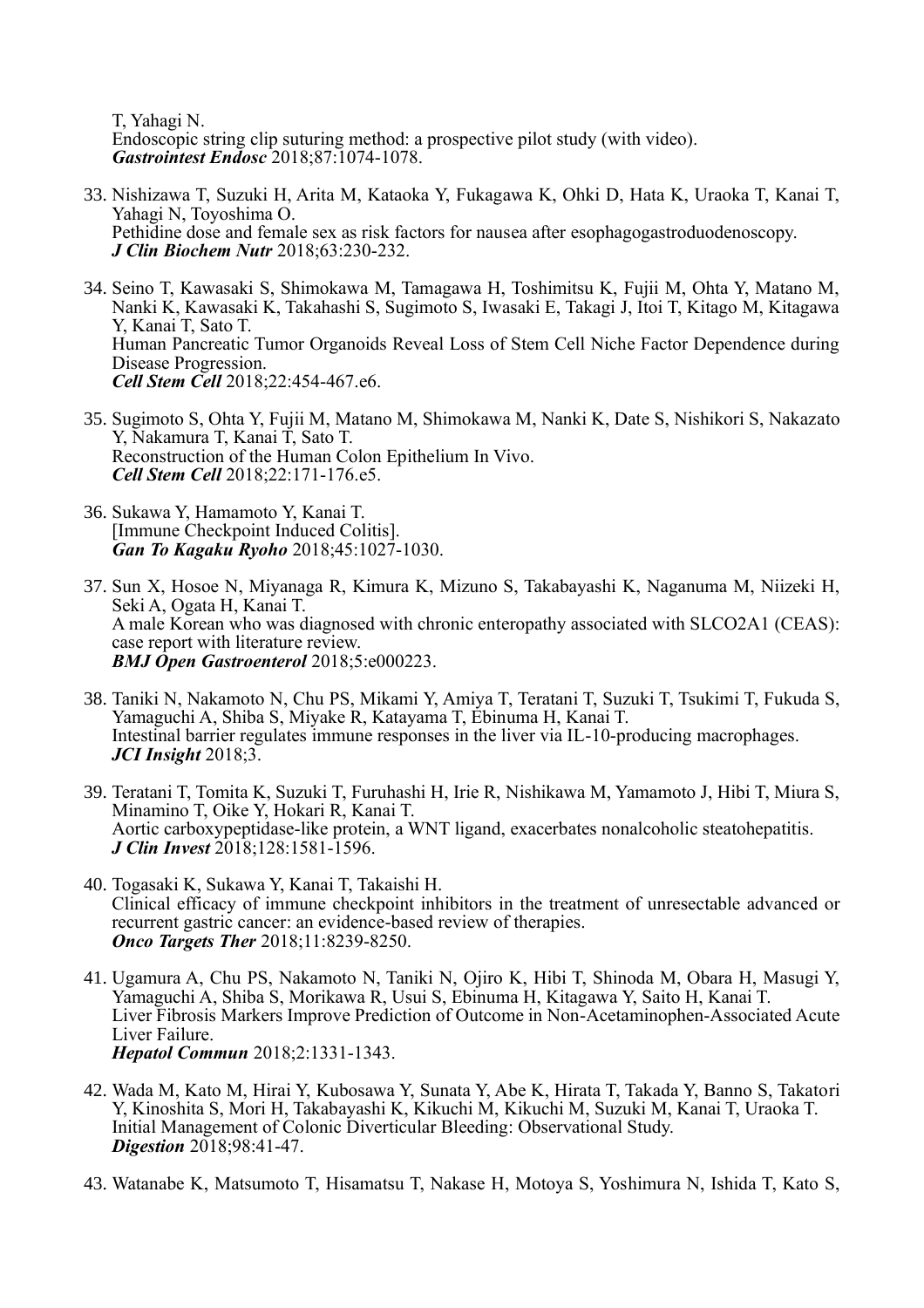T, Yahagi N.
Endoscopic string clip suturing method: a prospective pilot study (with video).
***Gastrointest Endosc*** 2018;87:1074-1078.

33. Nishizawa T, Suzuki H, Arita M, Kataoka Y, Fukagawa K, Ohki D, Hata K, Uraoka T, Kanai T, Yahagi N, Toyoshima O.
Pethidine dose and female sex as risk factors for nausea after esophagogastroduodenoscopy.
***J Clin Biochem Nutr*** 2018;63:230-232.

34. Seino T, Kawasaki S, Shimokawa M, Tamagawa H, Toshimitsu K, Fujii M, Ohta Y, Matano M, Nanki K, Kawasaki K, Takahashi S, Sugimoto S, Iwasaki E, Takagi J, Itoi T, Kitago M, Kitagawa Y, Kanai T, Sato T.
Human Pancreatic Tumor Organoids Reveal Loss of Stem Cell Niche Factor Dependence during Disease Progression.
***Cell Stem Cell*** 2018;22:454-467.e6.

35. Sugimoto S, Ohta Y, Fujii M, Matano M, Shimokawa M, Nanki K, Date S, Nishikori S, Nakazato Y, Nakamura T, Kanai T, Sato T.
Reconstruction of the Human Colon Epithelium In Vivo.
***Cell Stem Cell*** 2018;22:171-176.e5.

36. Sukawa Y, Hamamoto Y, Kanai T.
[Immune Checkpoint Induced Colitis].
***Gan To Kagaku Ryoho*** 2018;45:1027-1030.

37. Sun X, Hosoe N, Miyanaga R, Kimura K, Mizuno S, Takabayashi K, Naganuma M, Niizeki H, Seki A, Ogata H, Kanai T.
A male Korean who was diagnosed with chronic enteropathy associated with SLCO2A1 (CEAS): case report with literature review.
***BMJ Open Gastroenterol*** 2018;5:e000223.

38. Taniki N, Nakamoto N, Chu PS, Mikami Y, Amiya T, Teratani T, Suzuki T, Tsukimi T, Fukuda S, Yamaguchi A, Shiba S, Miyake R, Katayama T, Ebinuma H, Kanai T.
Intestinal barrier regulates immune responses in the liver via IL-10-producing macrophages.
***JCI Insight*** 2018;3.

39. Teratani T, Tomita K, Suzuki T, Furuhashi H, Irie R, Nishikawa M, Yamamoto J, Hibi T, Miura S, Minamino T, Oike Y, Hokari R, Kanai T.
Aortic carboxypeptidase-like protein, a WNT ligand, exacerbates nonalcoholic steatohepatitis.
***J Clin Invest*** 2018;128:1581-1596.

40. Togasaki K, Sukawa Y, Kanai T, Takaishi H.
Clinical efficacy of immune checkpoint inhibitors in the treatment of unresectable advanced or recurrent gastric cancer: an evidence-based review of therapies.
***Onco Targets Ther*** 2018;11:8239-8250.

41. Ugamura A, Chu PS, Nakamoto N, Taniki N, Ojiro K, Hibi T, Shinoda M, Obara H, Masugi Y, Yamaguchi A, Shiba S, Morikawa R, Usui S, Ebinuma H, Kitagawa Y, Saito H, Kanai T.
Liver Fibrosis Markers Improve Prediction of Outcome in Non-Acetaminophen-Associated Acute Liver Failure.
***Hepatol Commun*** 2018;2:1331-1343.

42. Wada M, Kato M, Hirai Y, Kubosawa Y, Sunata Y, Abe K, Hirata T, Takada Y, Banno S, Takatori Y, Kinoshita S, Mori H, Takabayashi K, Kikuchi M, Kikuchi M, Suzuki M, Kanai T, Uraoka T.
Initial Management of Colonic Diverticular Bleeding: Observational Study.
***Digestion*** 2018;98:41-47.

43. Watanabe K, Matsumoto T, Hisamatsu T, Nakase H, Motoya S, Yoshimura N, Ishida T, Kato S,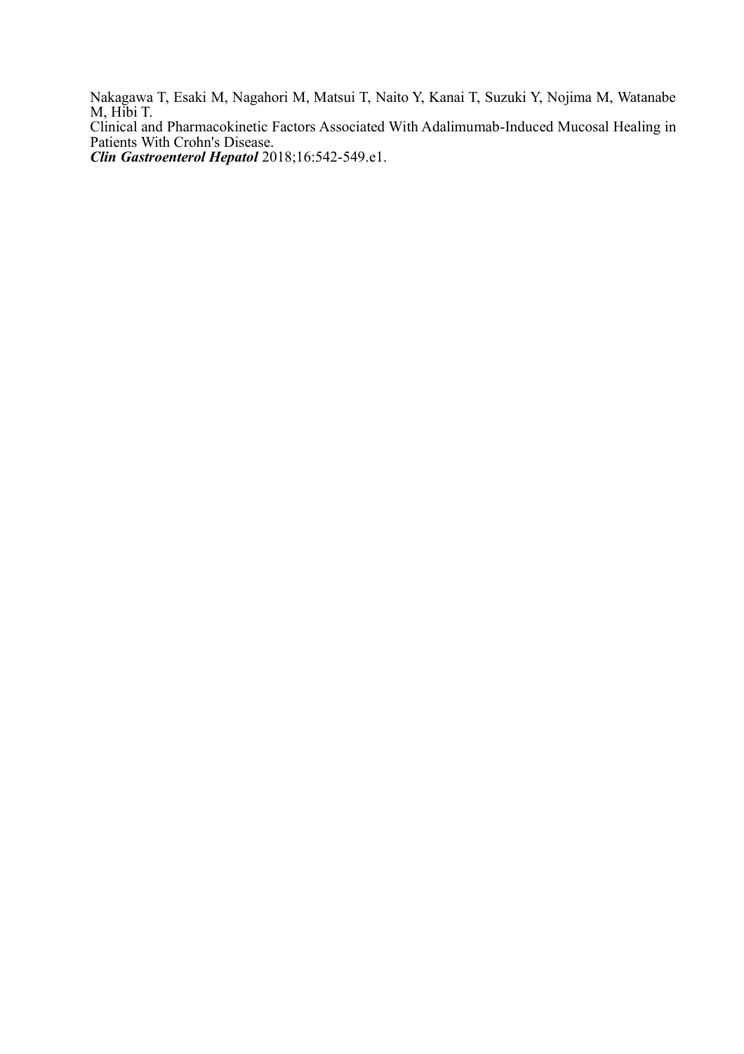Nakagawa T, Esaki M, Nagahori M, Matsui T, Naito Y, Kanai T, Suzuki Y, Nojima M, Watanabe M, Hibi T.
Clinical and Pharmacokinetic Factors Associated With Adalimumab-Induced Mucosal Healing in Patients With Crohn's Disease.
***Clin Gastroenterol Hepatol*** 2018;16:542-549.e1.